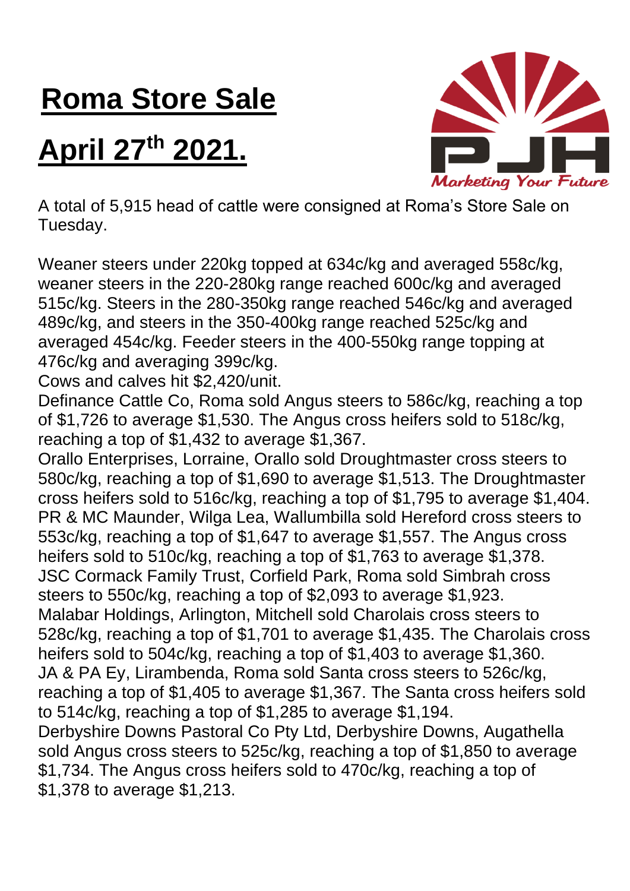# Roma Store Sale

# April 27th 2021.

A total of 5,915 head of cattle were consigned at Roma's Store Sale on Tuesday.

Weaner steers under 220kg topped at 634c/kg and averaged 558c/kg, weaner steers in the 220-280kg range reached 600c/kg and averaged 515c/kg. Steers in the 280-350kg range reached 546c/kg and averaged 489c/kg, and steers in the 350-400kg range reached 525c/kg and averaged 454c/kg. Feeder steers in the 400-550kg range topping at 476c/kg and averaging 399c/kg.

Cows and calves hit $2,420/unit.

Definance Cattle Co, Roma sold Angus steers to 586c/kg, reaching a top of $1,726 to average $1,530. The Angus cross heifers sold to 518c/kg, reaching a top of $1,432 to average $1,367.

Orallo Enterprises, Lorraine, Orallo sold Droughtmaster cross steers to 580c/kg, reaching a top of $1,690 to average $1,513. The Droughtmaster cross heifers sold to 516c/kg, reaching a top of $1,795 to average $1,404.

PR & MC Maunder, Wilga Lea, Wallumbilla sold Hereford cross steers to 553c/kg, reaching a top of $1,647 to average $1,557. The Angus cross heifers sold to 510c/kg, reaching a top of $1,763 to average $1,378.

JSC Cormack Family Trust, Corfield Park, Roma sold Simbrah cross steers to 550c/kg, reaching a top of $2,093 to average $1,923.

Malabar Holdings, Arlington, Mitchell sold Charolais cross steers to 528c/kg, reaching a top of $1,701 to average $1,435. The Charolais cross heifers sold to 504c/kg, reaching a top of $1,403 to average $1,360.

JA & PA Ey, Lirambenda, Roma sold Santa cross steers to 526c/kg, reaching a top of $1,405 to average $1,367. The Santa cross heifers sold to 514c/kg, reaching a top of $1,285 to average $1,194.

Derbyshire Downs Pastoral Co Pty Ltd, Derbyshire Downs, Augathella sold Angus cross steers to 525c/kg, reaching a top of $1,850 to average $1,734. The Angus cross heifers sold to 470c/kg, reaching a top of $1,378 to average $1,213.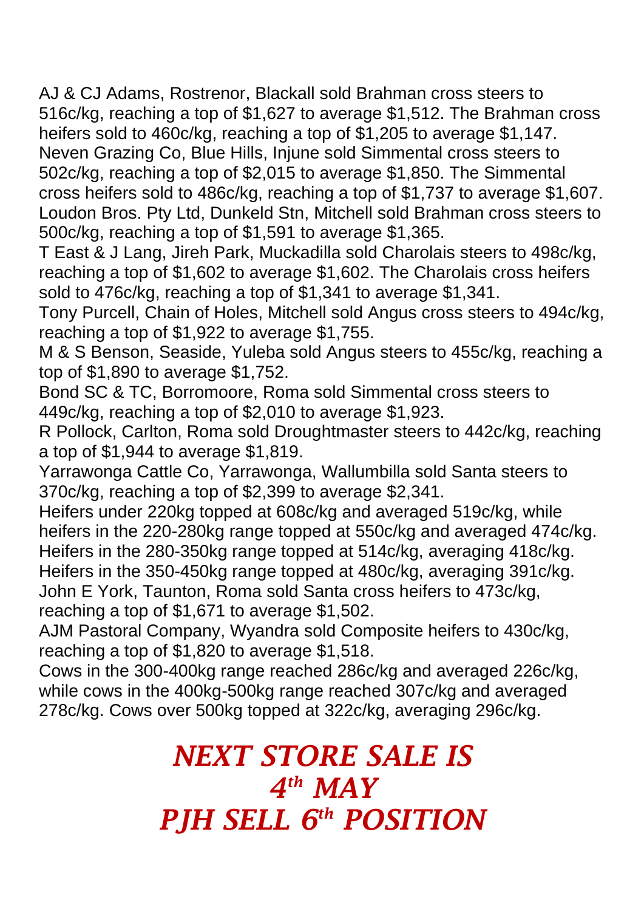AJ & CJ Adams, Rostrenor, Blackall sold Brahman cross steers to 516c/kg, reaching a top of $1,627 to average $1,512. The Brahman cross heifers sold to 460c/kg, reaching a top of $1,205 to average $1,147.
Neven Grazing Co, Blue Hills, Injune sold Simmental cross steers to 502c/kg, reaching a top of $2,015 to average $1,850. The Simmental cross heifers sold to 486c/kg, reaching a top of $1,737 to average $1,607.
Loudon Bros. Pty Ltd, Dunkeld Stn, Mitchell sold Brahman cross steers to 500c/kg, reaching a top of $1,591 to average $1,365.
T East & J Lang, Jireh Park, Muckadilla sold Charolais steers to 498c/kg, reaching a top of $1,602 to average $1,602. The Charolais cross heifers sold to 476c/kg, reaching a top of $1,341 to average $1,341.
Tony Purcell, Chain of Holes, Mitchell sold Angus cross steers to 494c/kg, reaching a top of $1,922 to average $1,755.
M & S Benson, Seaside, Yuleba sold Angus steers to 455c/kg, reaching a top of $1,890 to average $1,752.
Bond SC & TC, Borromoore, Roma sold Simmental cross steers to 449c/kg, reaching a top of $2,010 to average $1,923.
R Pollock, Carlton, Roma sold Droughtmaster steers to 442c/kg, reaching a top of $1,944 to average $1,819.
Yarrawonga Cattle Co, Yarrawonga, Wallumbilla sold Santa steers to 370c/kg, reaching a top of $2,399 to average $2,341.
Heifers under 220kg topped at 608c/kg and averaged 519c/kg, while heifers in the 220-280kg range topped at 550c/kg and averaged 474c/kg. Heifers in the 280-350kg range topped at 514c/kg, averaging 418c/kg. Heifers in the 350-450kg range topped at 480c/kg, averaging 391c/kg.
John E York, Taunton, Roma sold Santa cross heifers to 473c/kg, reaching a top of $1,671 to average $1,502.
AJM Pastoral Company, Wyandra sold Composite heifers to 430c/kg, reaching a top of $1,820 to average $1,518.
Cows in the 300-400kg range reached 286c/kg and averaged 226c/kg, while cows in the 400kg-500kg range reached 307c/kg and averaged 278c/kg. Cows over 500kg topped at 322c/kg, averaging 296c/kg.

***NEXT STORE SALE IS***
***4th MAY***
***PJH SELL 6th POSITION***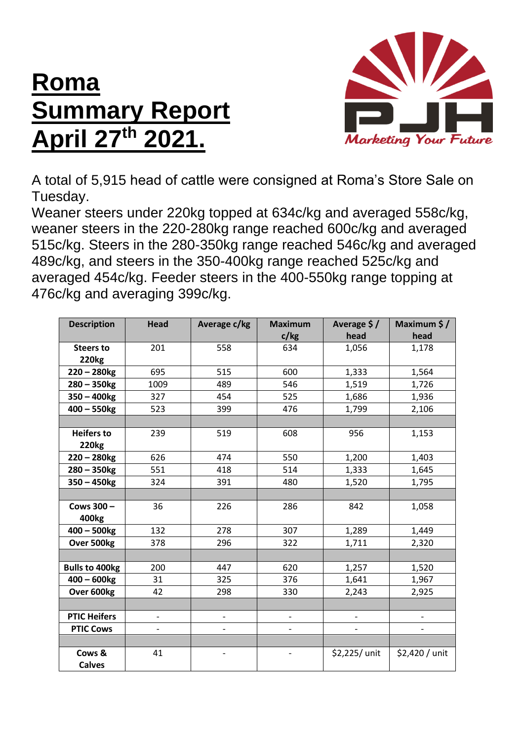# Roma Summary Report April 27th 2021.

A total of 5,915 head of cattle were consigned at Roma's Store Sale on Tuesday.

Weaner steers under 220kg topped at 634c/kg and averaged 558c/kg, weaner steers in the 220-280kg range reached 600c/kg and averaged 515c/kg. Steers in the 280-350kg range reached 546c/kg and averaged 489c/kg, and steers in the 350-400kg range reached 525c/kg and averaged 454c/kg. Feeder steers in the 400-550kg range topping at 476c/kg and averaging 399c/kg.

| Description | Head | Average c/kg | Maximum c/kg | Average $ / head | Maximum $ / head |
|---|---|---|---|---|---|
| **Steers to 220kg** | 201 | 558 | 634 | 1,056 | 1,178 |
| **220 – 280kg** | 695 | 515 | 600 | 1,333 | 1,564 |
| **280 – 350kg** | 1009 | 489 | 546 | 1,519 | 1,726 |
| **350 – 400kg** | 327 | 454 | 525 | 1,686 | 1,936 |
| **400 – 550kg** | 523 | 399 | 476 | 1,799 | 2,106 |
| | | | | | |
| **Heifers to 220kg** | 239 | 519 | 608 | 956 | 1,153 |
| **220 – 280kg** | 626 | 474 | 550 | 1,200 | 1,403 |
| **280 – 350kg** | 551 | 418 | 514 | 1,333 | 1,645 |
| **350 – 450kg** | 324 | 391 | 480 | 1,520 | 1,795 |
| | | | | | |
| **Cows 300 – 400kg** | 36 | 226 | 286 | 842 | 1,058 |
| **400 – 500kg** | 132 | 278 | 307 | 1,289 | 1,449 |
| **Over 500kg** | 378 | 296 | 322 | 1,711 | 2,320 |
| | | | | | |
| **Bulls to 400kg** | 200 | 447 | 620 | 1,257 | 1,520 |
| **400 – 600kg** | 31 | 325 | 376 | 1,641 | 1,967 |
| **Over 600kg** | 42 | 298 | 330 | 2,243 | 2,925 |
| | | | | | |
| **PTIC Heifers** | - | - | - | - | - |
| **PTIC Cows** | - | - | - | - | - |
| | | | | | |
| **Cows & Calves** | 41 | - | - | $2,225/ unit | $2,420 / unit |